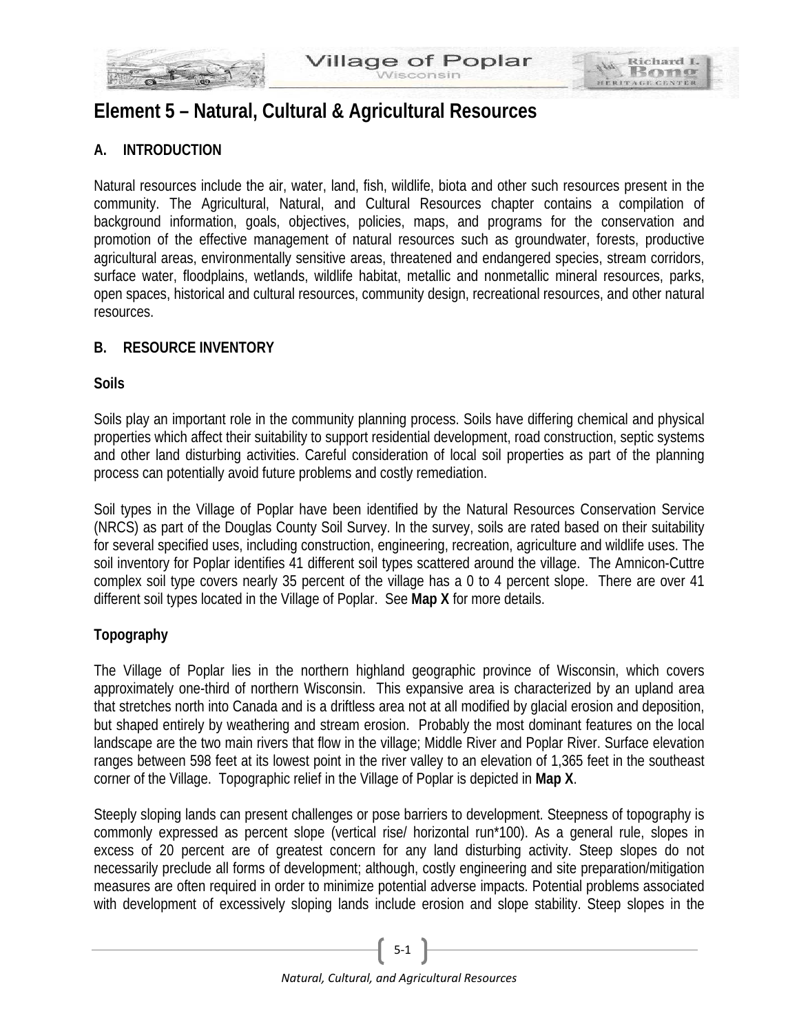# Element 5 – Natural, Cultural & Agricultural Resources

## A. INTRODUCTION

Natural resources include the air, water, land, fish, wildlife, biota and other such resources present in the community. The Agricultural, Natural, and Cultural Resources chapter contains a compilation of background information, goals, objectives, policies, maps, and programs for the conservation and promotion of the effective management of natural resources such as groundwater, forests, productive agricultural areas, environmentally sensitive areas, threatened and endangered species, stream corridors, surface water, floodplains, wetlands, wildlife habitat, metallic and nonmetallic mineral resources, parks, open spaces, historical and cultural resources, community design, recreational resources, and other natural resources.

## B. RESOURCE INVENTORY

### Soils

Soils play an important role in the community planning process. Soils have differing chemical and physical properties which affect their suitability to support residential development, road construction, septic systems and other land disturbing activities. Careful consideration of local soil properties as part of the planning process can potentially avoid future problems and costly remediation.

Soil types in the Village of Poplar have been identified by the Natural Resources Conservation Service (NRCS) as part of the Douglas County Soil Survey. In the survey, soils are rated based on their suitability for several specified uses, including construction, engineering, recreation, agriculture and wildlife uses. The soil inventory for Poplar identifies 41 different soil types scattered around the village. The Amnicon-Cuttre complex soil type covers nearly 35 percent of the village has a 0 to 4 percent slope. There are over 41 different soil types located in the Village of Poplar. See **Map X** for more details.

### Topography

The Village of Poplar lies in the northern highland geographic province of Wisconsin, which covers approximately one-third of northern Wisconsin. This expansive area is characterized by an upland area that stretches north into Canada and is a driftless area not at all modified by glacial erosion and deposition, but shaped entirely by weathering and stream erosion. Probably the most dominant features on the local landscape are the two main rivers that flow in the village; Middle River and Poplar River. Surface elevation ranges between 598 feet at its lowest point in the river valley to an elevation of 1,365 feet in the southeast corner of the Village. Topographic relief in the Village of Poplar is depicted in **Map X**.

Steeply sloping lands can present challenges or pose barriers to development. Steepness of topography is commonly expressed as percent slope (vertical rise/ horizontal run*100). As a general rule, slopes in excess of 20 percent are of greatest concern for any land disturbing activity. Steep slopes do not necessarily preclude all forms of development; although, costly engineering and site preparation/mitigation measures are often required in order to minimize potential adverse impacts. Potential problems associated with development of excessively sloping lands include erosion and slope stability. Steep slopes in the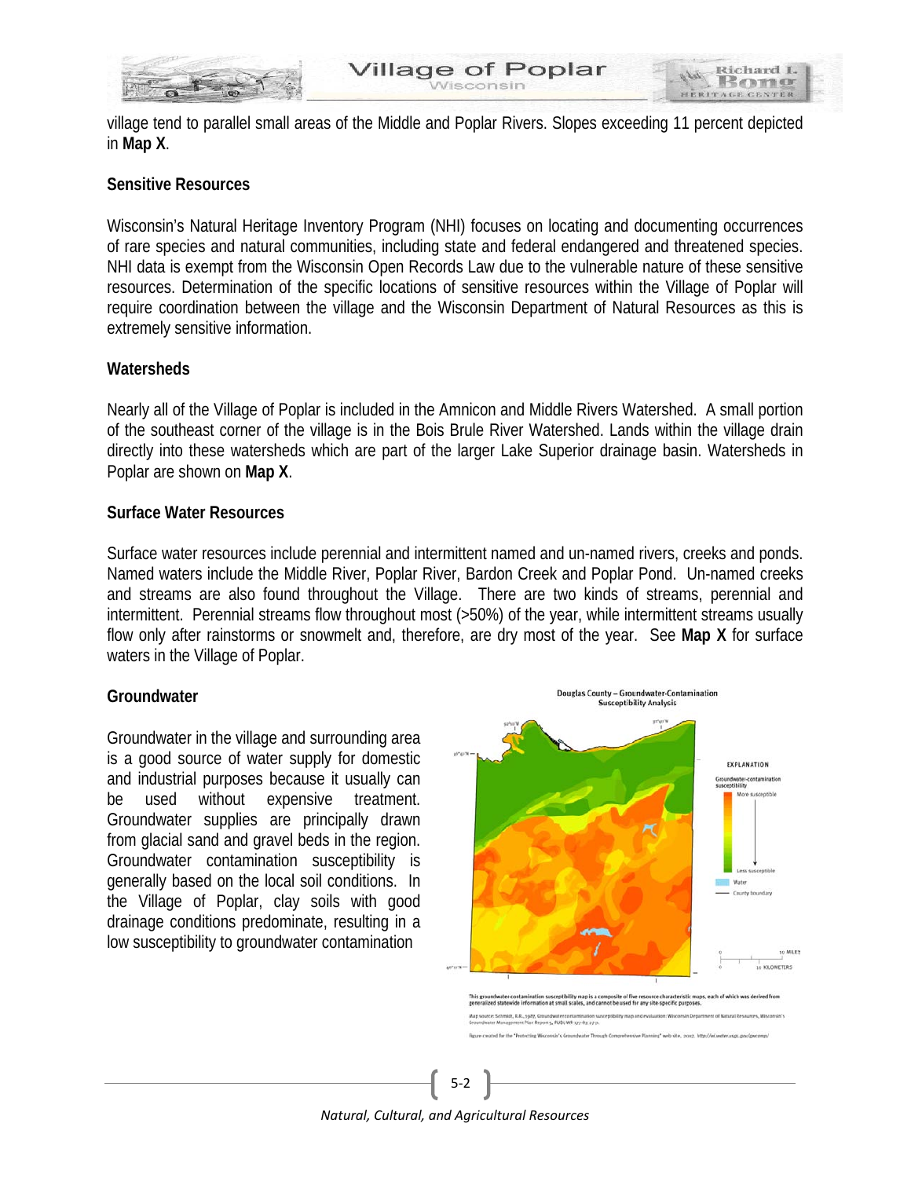village tend to parallel small areas of the Middle and Poplar Rivers. Slopes exceeding 11 percent depicted in **Map X**.

### Sensitive Resources

Wisconsin's Natural Heritage Inventory Program (NHI) focuses on locating and documenting occurrences of rare species and natural communities, including state and federal endangered and threatened species. NHI data is exempt from the Wisconsin Open Records Law due to the vulnerable nature of these sensitive resources. Determination of the specific locations of sensitive resources within the Village of Poplar will require coordination between the village and the Wisconsin Department of Natural Resources as this is extremely sensitive information.

### Watersheds

Nearly all of the Village of Poplar is included in the Amnicon and Middle Rivers Watershed. A small portion of the southeast corner of the village is in the Bois Brule River Watershed. Lands within the village drain directly into these watersheds which are part of the larger Lake Superior drainage basin. Watersheds in Poplar are shown on **Map X**.

### Surface Water Resources

Surface water resources include perennial and intermittent named and un-named rivers, creeks and ponds. Named waters include the Middle River, Poplar River, Bardon Creek and Poplar Pond. Un-named creeks and streams are also found throughout the Village. There are two kinds of streams, perennial and intermittent. Perennial streams flow throughout most (>50%) of the year, while intermittent streams usually flow only after rainstorms or snowmelt and, therefore, are dry most of the year. See **Map X** for surface waters in the Village of Poplar.

### Groundwater

Groundwater in the village and surrounding area is a good source of water supply for domestic and industrial purposes because it usually can be used without expensive treatment. Groundwater supplies are principally drawn from glacial sand and gravel beds in the region. Groundwater contamination susceptibility is generally based on the local soil conditions. In the Village of Poplar, clay soils with good drainage conditions predominate, resulting in a low susceptibility to groundwater contamination

Douglas County – Groundwater-Contamination Susceptibility Analysis

This groundwater-contamination susceptibility map is a composite of five resource characteristic maps, each of which was derived from generalized statewide information at small scales, and cannot be used for any site-specific purposes.

Map source: Schmidt, R.R., 1987, Groundwater contamination susceptibility map and evaluation: Wisconsin Department of Natural Resources, Wisconsin's Groundwater Management Plan Report 5, PUBL-WR-177-87, 27 p.

Figure created for the "Protecting Wisconsin's Groundwater Through Comprehensive Planning" web site, 2007, http://wi.water.usgs.gov/gwcomp/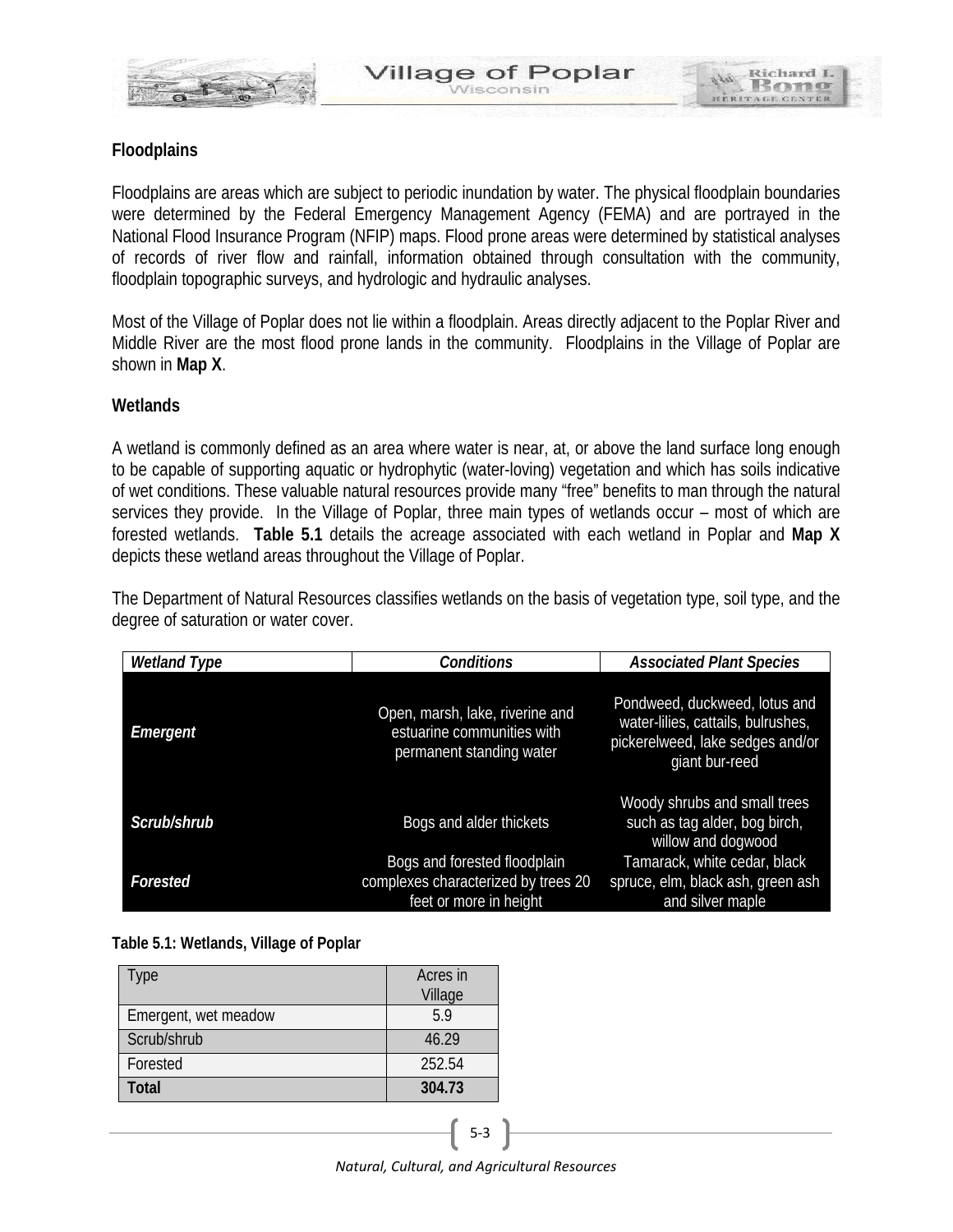### Floodplains

Floodplains are areas which are subject to periodic inundation by water. The physical floodplain boundaries were determined by the Federal Emergency Management Agency (FEMA) and are portrayed in the National Flood Insurance Program (NFIP) maps. Flood prone areas were determined by statistical analyses of records of river flow and rainfall, information obtained through consultation with the community, floodplain topographic surveys, and hydrologic and hydraulic analyses.

Most of the Village of Poplar does not lie within a floodplain. Areas directly adjacent to the Poplar River and Middle River are the most flood prone lands in the community. Floodplains in the Village of Poplar are shown in **Map X**.

### Wetlands

A wetland is commonly defined as an area where water is near, at, or above the land surface long enough to be capable of supporting aquatic or hydrophytic (water-loving) vegetation and which has soils indicative of wet conditions. These valuable natural resources provide many "free" benefits to man through the natural services they provide. In the Village of Poplar, three main types of wetlands occur – most of which are forested wetlands. **Table 5.1** details the acreage associated with each wetland in Poplar and **Map X** depicts these wetland areas throughout the Village of Poplar.

The Department of Natural Resources classifies wetlands on the basis of vegetation type, soil type, and the degree of saturation or water cover.

| *Wetland Type* | *Conditions* | *Associated Plant Species* |
|---|---|---|
| ***Emergent*** | Open, marsh, lake, riverine and estuarine communities with permanent standing water | Pondweed, duckweed, lotus and water-lilies, cattails, bulrushes, pickerelweed, lake sedges and/or giant bur-reed |
| ***Scrub/shrub*** | Bogs and alder thickets | Woody shrubs and small trees such as tag alder, bog birch, willow and dogwood |
| ***Forested*** | Bogs and forested floodplain complexes characterized by trees 20 feet or more in height | Tamarack, white cedar, black spruce, elm, black ash, green ash and silver maple |

**Table 5.1: Wetlands, Village of Poplar**

| Type | Acres in Village |
|---|---|
| Emergent, wet meadow | 5.9 |
| Scrub/shrub | 46.29 |
| Forested | 252.54 |
| **Total** | **304.73** |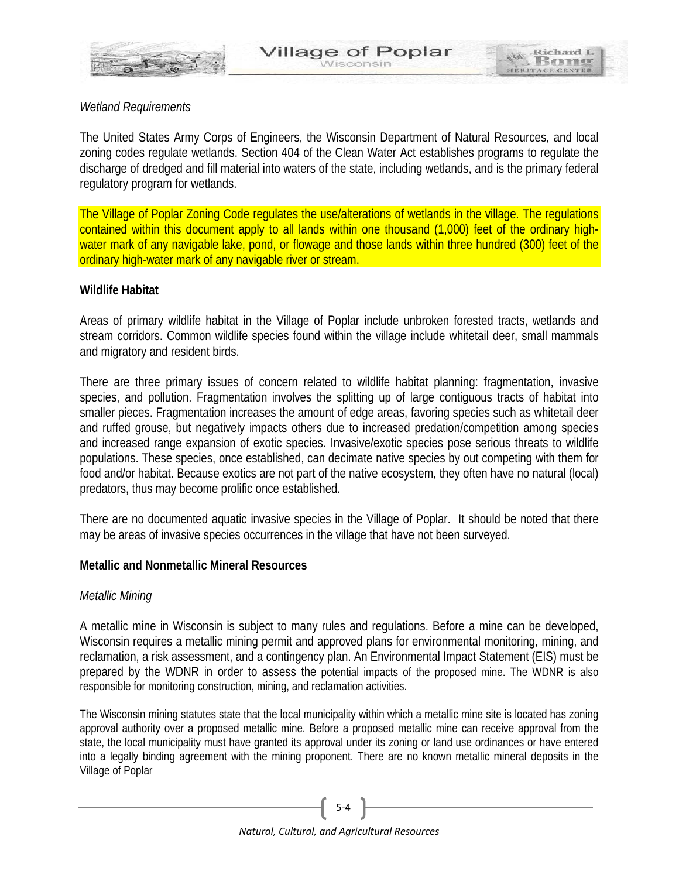*Wetland Requirements*

The United States Army Corps of Engineers, the Wisconsin Department of Natural Resources, and local zoning codes regulate wetlands. Section 404 of the Clean Water Act establishes programs to regulate the discharge of dredged and fill material into waters of the state, including wetlands, and is the primary federal regulatory program for wetlands.

The Village of Poplar Zoning Code regulates the use/alterations of wetlands in the village. The regulations contained within this document apply to all lands within one thousand (1,000) feet of the ordinary high-water mark of any navigable lake, pond, or flowage and those lands within three hundred (300) feet of the ordinary high-water mark of any navigable river or stream.

**Wildlife Habitat**

Areas of primary wildlife habitat in the Village of Poplar include unbroken forested tracts, wetlands and stream corridors. Common wildlife species found within the village include whitetail deer, small mammals and migratory and resident birds.

There are three primary issues of concern related to wildlife habitat planning: fragmentation, invasive species, and pollution. Fragmentation involves the splitting up of large contiguous tracts of habitat into smaller pieces. Fragmentation increases the amount of edge areas, favoring species such as whitetail deer and ruffed grouse, but negatively impacts others due to increased predation/competition among species and increased range expansion of exotic species. Invasive/exotic species pose serious threats to wildlife populations. These species, once established, can decimate native species by out competing with them for food and/or habitat. Because exotics are not part of the native ecosystem, they often have no natural (local) predators, thus may become prolific once established.

There are no documented aquatic invasive species in the Village of Poplar. It should be noted that there may be areas of invasive species occurrences in the village that have not been surveyed.

**Metallic and Nonmetallic Mineral Resources**

*Metallic Mining*

A metallic mine in Wisconsin is subject to many rules and regulations. Before a mine can be developed, Wisconsin requires a metallic mining permit and approved plans for environmental monitoring, mining, and reclamation, a risk assessment, and a contingency plan. An Environmental Impact Statement (EIS) must be prepared by the WDNR in order to assess the potential impacts of the proposed mine. The WDNR is also responsible for monitoring construction, mining, and reclamation activities.

The Wisconsin mining statutes state that the local municipality within which a metallic mine site is located has zoning approval authority over a proposed metallic mine. Before a proposed metallic mine can receive approval from the state, the local municipality must have granted its approval under its zoning or land use ordinances or have entered into a legally binding agreement with the mining proponent. There are no known metallic mineral deposits in the Village of Poplar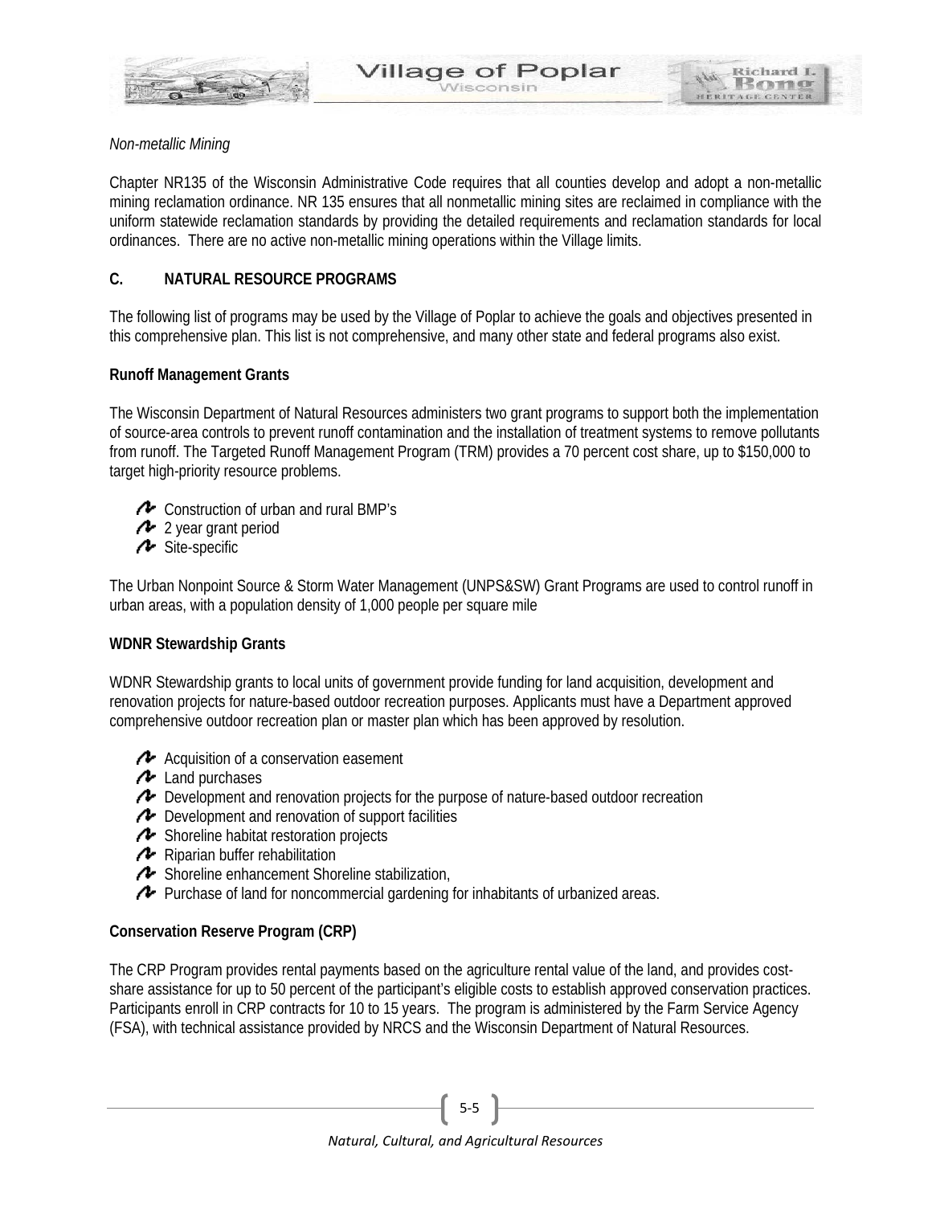*Non-metallic Mining*

Chapter NR135 of the Wisconsin Administrative Code requires that all counties develop and adopt a non-metallic mining reclamation ordinance. NR 135 ensures that all nonmetallic mining sites are reclaimed in compliance with the uniform statewide reclamation standards by providing the detailed requirements and reclamation standards for local ordinances. There are no active non-metallic mining operations within the Village limits.

## C. NATURAL RESOURCE PROGRAMS

The following list of programs may be used by the Village of Poplar to achieve the goals and objectives presented in this comprehensive plan. This list is not comprehensive, and many other state and federal programs also exist.

### Runoff Management Grants

The Wisconsin Department of Natural Resources administers two grant programs to support both the implementation of source-area controls to prevent runoff contamination and the installation of treatment systems to remove pollutants from runoff. The Targeted Runoff Management Program (TRM) provides a 70 percent cost share, up to $150,000 to target high-priority resource problems.

- Construction of urban and rural BMP's
- 2 year grant period
- Site-specific

The Urban Nonpoint Source & Storm Water Management (UNPS&SW) Grant Programs are used to control runoff in urban areas, with a population density of 1,000 people per square mile

### WDNR Stewardship Grants

WDNR Stewardship grants to local units of government provide funding for land acquisition, development and renovation projects for nature-based outdoor recreation purposes. Applicants must have a Department approved comprehensive outdoor recreation plan or master plan which has been approved by resolution.

- Acquisition of a conservation easement
- Land purchases
- Development and renovation projects for the purpose of nature-based outdoor recreation
- Development and renovation of support facilities
- Shoreline habitat restoration projects
- Riparian buffer rehabilitation
- Shoreline enhancement Shoreline stabilization,
- Purchase of land for noncommercial gardening for inhabitants of urbanized areas.

### Conservation Reserve Program (CRP)

The CRP Program provides rental payments based on the agriculture rental value of the land, and provides cost-share assistance for up to 50 percent of the participant's eligible costs to establish approved conservation practices. Participants enroll in CRP contracts for 10 to 15 years. The program is administered by the Farm Service Agency (FSA), with technical assistance provided by NRCS and the Wisconsin Department of Natural Resources.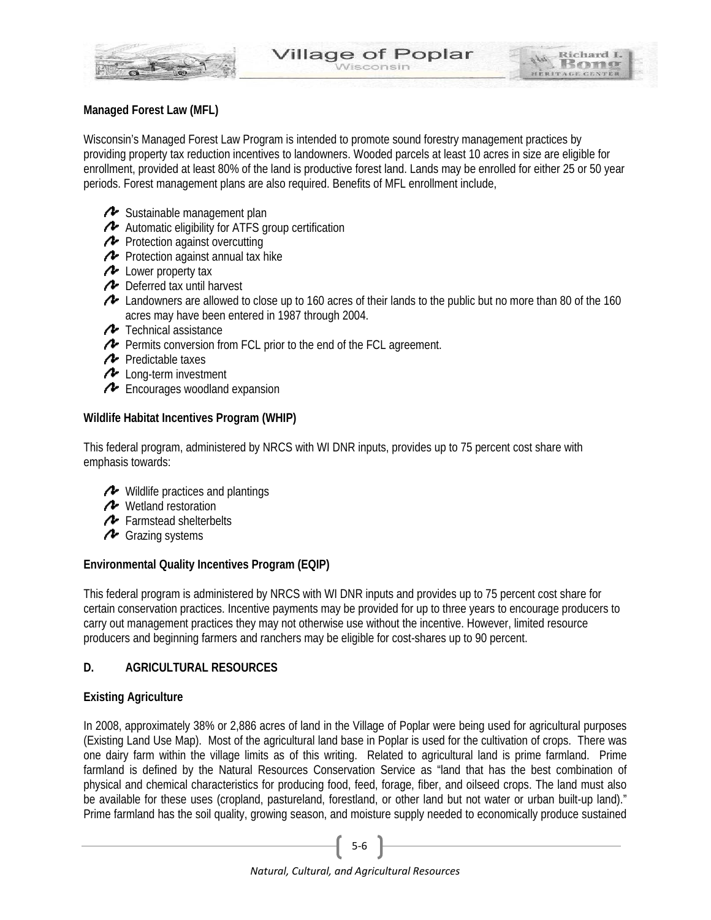**Managed Forest Law (MFL)**

Wisconsin's Managed Forest Law Program is intended to promote sound forestry management practices by providing property tax reduction incentives to landowners. Wooded parcels at least 10 acres in size are eligible for enrollment, provided at least 80% of the land is productive forest land. Lands may be enrolled for either 25 or 50 year periods. Forest management plans are also required. Benefits of MFL enrollment include,

- Sustainable management plan
- Automatic eligibility for ATFS group certification
- Protection against overcutting
- Protection against annual tax hike
- Lower property tax
- Deferred tax until harvest
- Landowners are allowed to close up to 160 acres of their lands to the public but no more than 80 of the 160 acres may have been entered in 1987 through 2004.
- Technical assistance
- Permits conversion from FCL prior to the end of the FCL agreement.
- Predictable taxes
- Long-term investment
- Encourages woodland expansion

**Wildlife Habitat Incentives Program (WHIP)**

This federal program, administered by NRCS with WI DNR inputs, provides up to 75 percent cost share with emphasis towards:

- Wildlife practices and plantings
- Wetland restoration
- Farmstead shelterbelts
- Grazing systems

**Environmental Quality Incentives Program (EQIP)**

This federal program is administered by NRCS with WI DNR inputs and provides up to 75 percent cost share for certain conservation practices. Incentive payments may be provided for up to three years to encourage producers to carry out management practices they may not otherwise use without the incentive. However, limited resource producers and beginning farmers and ranchers may be eligible for cost-shares up to 90 percent.

## D. AGRICULTURAL RESOURCES

**Existing Agriculture**

In 2008, approximately 38% or 2,886 acres of land in the Village of Poplar were being used for agricultural purposes (Existing Land Use Map). Most of the agricultural land base in Poplar is used for the cultivation of crops. There was one dairy farm within the village limits as of this writing. Related to agricultural land is prime farmland. Prime farmland is defined by the Natural Resources Conservation Service as "land that has the best combination of physical and chemical characteristics for producing food, feed, forage, fiber, and oilseed crops. The land must also be available for these uses (cropland, pastureland, forestland, or other land but not water or urban built-up land)." Prime farmland has the soil quality, growing season, and moisture supply needed to economically produce sustained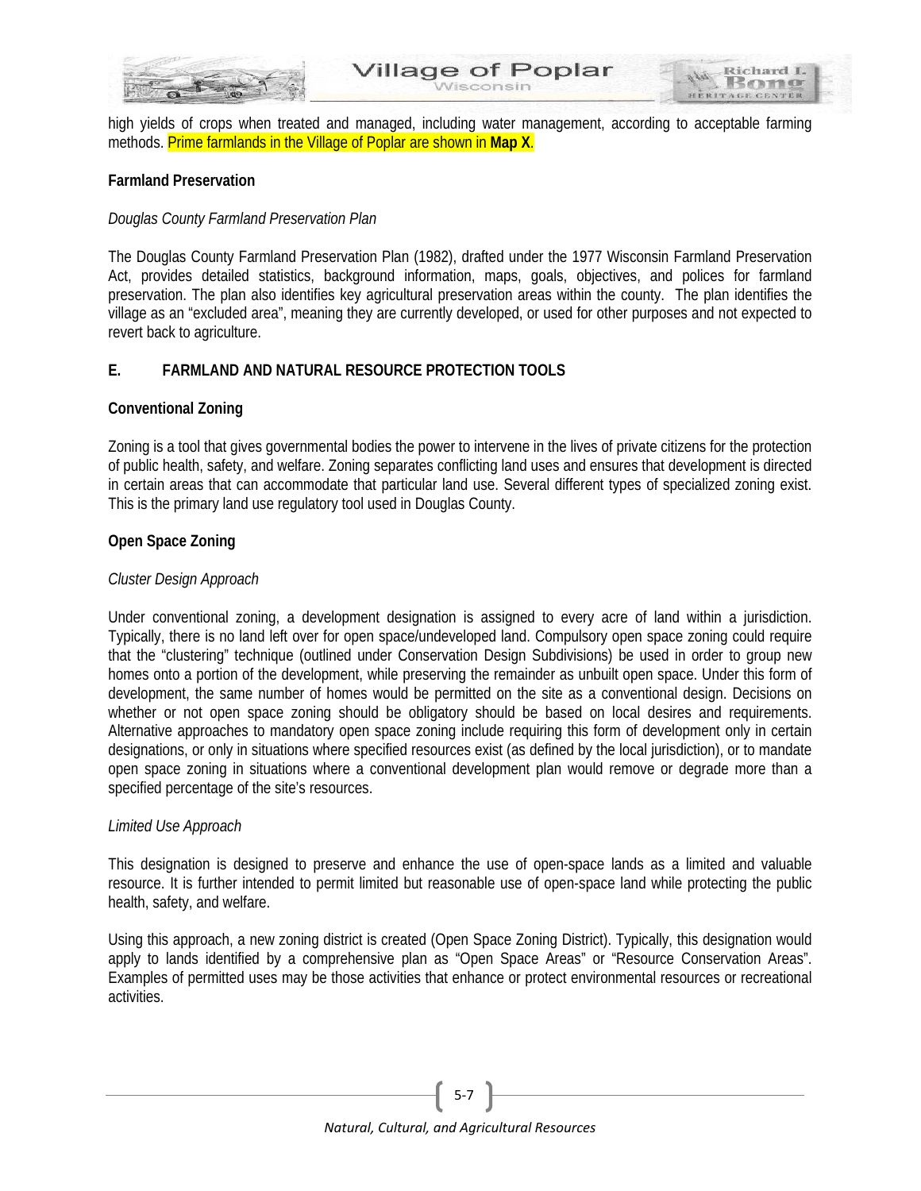high yields of crops when treated and managed, including water management, according to acceptable farming methods. Prime farmlands in the Village of Poplar are shown in **Map X**.

**Farmland Preservation**

*Douglas County Farmland Preservation Plan*

The Douglas County Farmland Preservation Plan (1982), drafted under the 1977 Wisconsin Farmland Preservation Act, provides detailed statistics, background information, maps, goals, objectives, and polices for farmland preservation. The plan also identifies key agricultural preservation areas within the county. The plan identifies the village as an "excluded area", meaning they are currently developed, or used for other purposes and not expected to revert back to agriculture.

## E. FARMLAND AND NATURAL RESOURCE PROTECTION TOOLS

**Conventional Zoning**

Zoning is a tool that gives governmental bodies the power to intervene in the lives of private citizens for the protection of public health, safety, and welfare. Zoning separates conflicting land uses and ensures that development is directed in certain areas that can accommodate that particular land use. Several different types of specialized zoning exist. This is the primary land use regulatory tool used in Douglas County.

**Open Space Zoning**

*Cluster Design Approach*

Under conventional zoning, a development designation is assigned to every acre of land within a jurisdiction. Typically, there is no land left over for open space/undeveloped land. Compulsory open space zoning could require that the "clustering" technique (outlined under Conservation Design Subdivisions) be used in order to group new homes onto a portion of the development, while preserving the remainder as unbuilt open space. Under this form of development, the same number of homes would be permitted on the site as a conventional design. Decisions on whether or not open space zoning should be obligatory should be based on local desires and requirements. Alternative approaches to mandatory open space zoning include requiring this form of development only in certain designations, or only in situations where specified resources exist (as defined by the local jurisdiction), or to mandate open space zoning in situations where a conventional development plan would remove or degrade more than a specified percentage of the site's resources.

*Limited Use Approach*

This designation is designed to preserve and enhance the use of open-space lands as a limited and valuable resource. It is further intended to permit limited but reasonable use of open-space land while protecting the public health, safety, and welfare.

Using this approach, a new zoning district is created (Open Space Zoning District). Typically, this designation would apply to lands identified by a comprehensive plan as "Open Space Areas" or "Resource Conservation Areas". Examples of permitted uses may be those activities that enhance or protect environmental resources or recreational activities.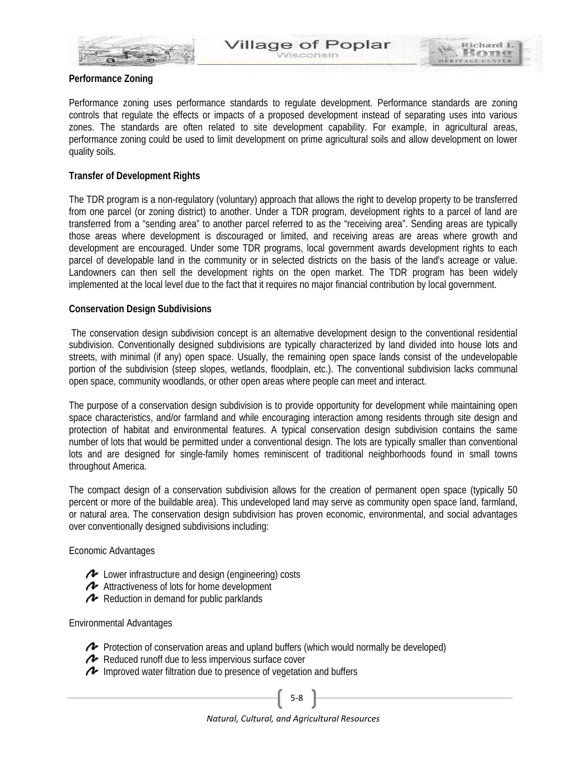**Performance Zoning**

Performance zoning uses performance standards to regulate development. Performance standards are zoning controls that regulate the effects or impacts of a proposed development instead of separating uses into various zones. The standards are often related to site development capability. For example, in agricultural areas, performance zoning could be used to limit development on prime agricultural soils and allow development on lower quality soils.

**Transfer of Development Rights**

The TDR program is a non-regulatory (voluntary) approach that allows the right to develop property to be transferred from one parcel (or zoning district) to another. Under a TDR program, development rights to a parcel of land are transferred from a "sending area" to another parcel referred to as the "receiving area". Sending areas are typically those areas where development is discouraged or limited, and receiving areas are areas where growth and development are encouraged. Under some TDR programs, local government awards development rights to each parcel of developable land in the community or in selected districts on the basis of the land's acreage or value. Landowners can then sell the development rights on the open market. The TDR program has been widely implemented at the local level due to the fact that it requires no major financial contribution by local government.

**Conservation Design Subdivisions**

The conservation design subdivision concept is an alternative development design to the conventional residential subdivision. Conventionally designed subdivisions are typically characterized by land divided into house lots and streets, with minimal (if any) open space. Usually, the remaining open space lands consist of the undevelopable portion of the subdivision (steep slopes, wetlands, floodplain, etc.). The conventional subdivision lacks communal open space, community woodlands, or other open areas where people can meet and interact.

The purpose of a conservation design subdivision is to provide opportunity for development while maintaining open space characteristics, and/or farmland and while encouraging interaction among residents through site design and protection of habitat and environmental features. A typical conservation design subdivision contains the same number of lots that would be permitted under a conventional design. The lots are typically smaller than conventional lots and are designed for single-family homes reminiscent of traditional neighborhoods found in small towns throughout America.

The compact design of a conservation subdivision allows for the creation of permanent open space (typically 50 percent or more of the buildable area). This undeveloped land may serve as community open space land, farmland, or natural area. The conservation design subdivision has proven economic, environmental, and social advantages over conventionally designed subdivisions including:

Economic Advantages

- Lower infrastructure and design (engineering) costs
- Attractiveness of lots for home development
- Reduction in demand for public parklands

Environmental Advantages

- Protection of conservation areas and upland buffers (which would normally be developed)
- Reduced runoff due to less impervious surface cover
- Improved water filtration due to presence of vegetation and buffers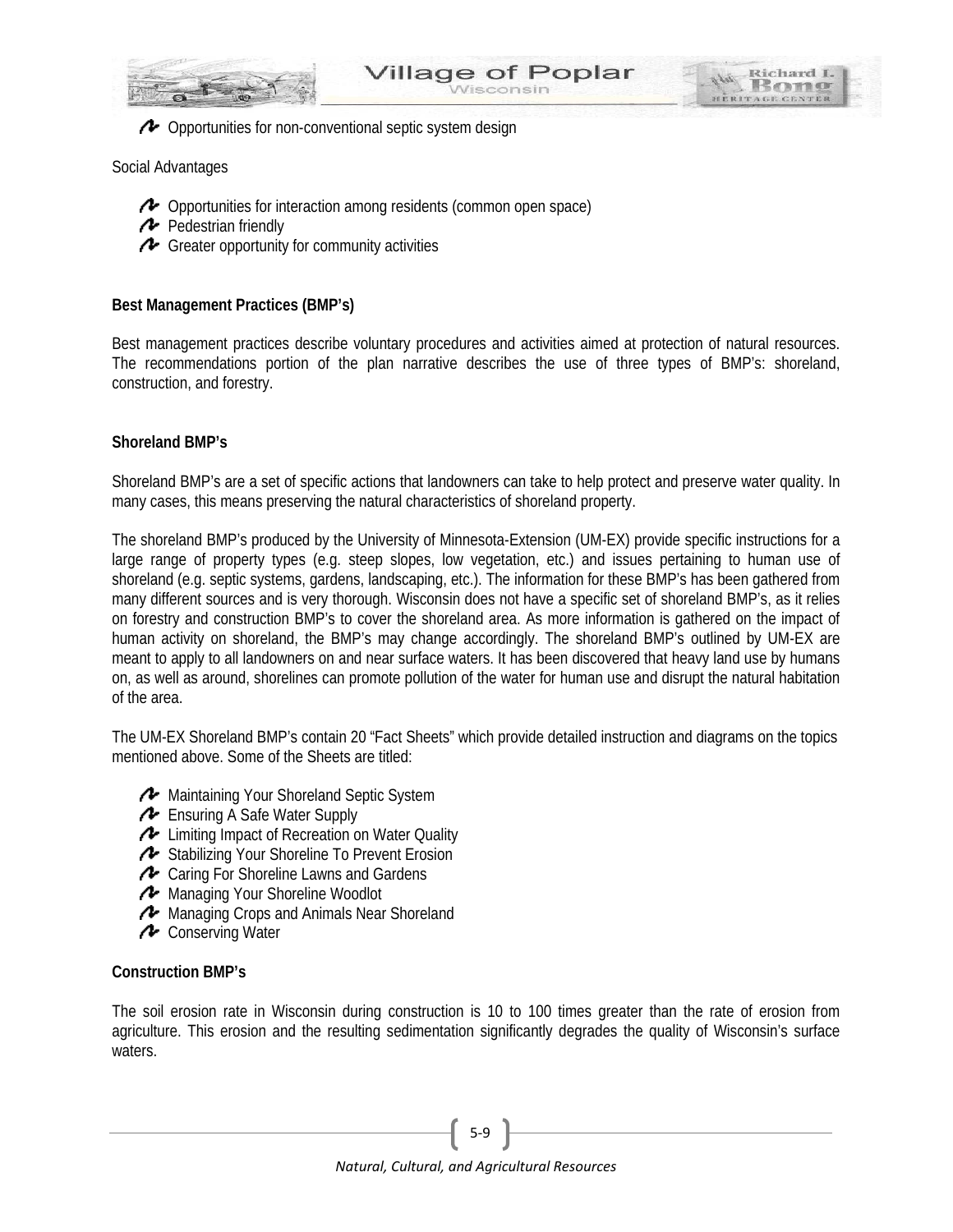- Opportunities for non-conventional septic system design

Social Advantages

- Opportunities for interaction among residents (common open space)
- Pedestrian friendly
- Greater opportunity for community activities

**Best Management Practices (BMP's)**

Best management practices describe voluntary procedures and activities aimed at protection of natural resources. The recommendations portion of the plan narrative describes the use of three types of BMP's: shoreland, construction, and forestry.

**Shoreland BMP's**

Shoreland BMP's are a set of specific actions that landowners can take to help protect and preserve water quality. In many cases, this means preserving the natural characteristics of shoreland property.

The shoreland BMP's produced by the University of Minnesota-Extension (UM-EX) provide specific instructions for a large range of property types (e.g. steep slopes, low vegetation, etc.) and issues pertaining to human use of shoreland (e.g. septic systems, gardens, landscaping, etc.). The information for these BMP's has been gathered from many different sources and is very thorough. Wisconsin does not have a specific set of shoreland BMP's, as it relies on forestry and construction BMP's to cover the shoreland area. As more information is gathered on the impact of human activity on shoreland, the BMP's may change accordingly. The shoreland BMP's outlined by UM-EX are meant to apply to all landowners on and near surface waters. It has been discovered that heavy land use by humans on, as well as around, shorelines can promote pollution of the water for human use and disrupt the natural habitation of the area.

The UM-EX Shoreland BMP's contain 20 "Fact Sheets" which provide detailed instruction and diagrams on the topics mentioned above. Some of the Sheets are titled:

- Maintaining Your Shoreland Septic System
- Ensuring A Safe Water Supply
- Limiting Impact of Recreation on Water Quality
- Stabilizing Your Shoreline To Prevent Erosion
- Caring For Shoreline Lawns and Gardens
- Managing Your Shoreline Woodlot
- Managing Crops and Animals Near Shoreland
- Conserving Water

**Construction BMP's**

The soil erosion rate in Wisconsin during construction is 10 to 100 times greater than the rate of erosion from agriculture. This erosion and the resulting sedimentation significantly degrades the quality of Wisconsin's surface waters.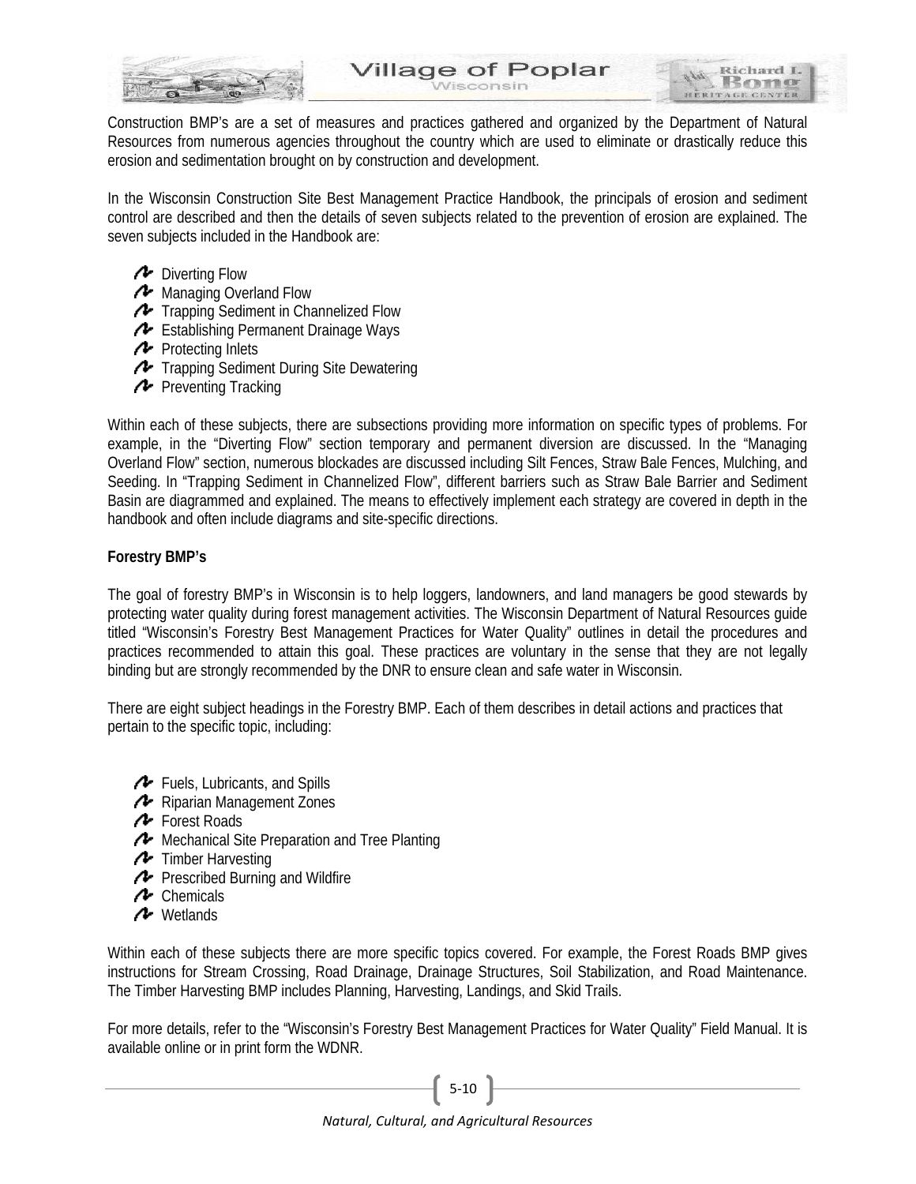Construction BMP's are a set of measures and practices gathered and organized by the Department of Natural Resources from numerous agencies throughout the country which are used to eliminate or drastically reduce this erosion and sedimentation brought on by construction and development.

In the Wisconsin Construction Site Best Management Practice Handbook, the principals of erosion and sediment control are described and then the details of seven subjects related to the prevention of erosion are explained. The seven subjects included in the Handbook are:

- Diverting Flow
- Managing Overland Flow
- Trapping Sediment in Channelized Flow
- Establishing Permanent Drainage Ways
- Protecting Inlets
- Trapping Sediment During Site Dewatering
- Preventing Tracking

Within each of these subjects, there are subsections providing more information on specific types of problems. For example, in the "Diverting Flow" section temporary and permanent diversion are discussed. In the "Managing Overland Flow" section, numerous blockades are discussed including Silt Fences, Straw Bale Fences, Mulching, and Seeding. In "Trapping Sediment in Channelized Flow", different barriers such as Straw Bale Barrier and Sediment Basin are diagrammed and explained. The means to effectively implement each strategy are covered in depth in the handbook and often include diagrams and site-specific directions.

**Forestry BMP's**

The goal of forestry BMP's in Wisconsin is to help loggers, landowners, and land managers be good stewards by protecting water quality during forest management activities. The Wisconsin Department of Natural Resources guide titled "Wisconsin's Forestry Best Management Practices for Water Quality" outlines in detail the procedures and practices recommended to attain this goal. These practices are voluntary in the sense that they are not legally binding but are strongly recommended by the DNR to ensure clean and safe water in Wisconsin.

There are eight subject headings in the Forestry BMP. Each of them describes in detail actions and practices that pertain to the specific topic, including:

- Fuels, Lubricants, and Spills
- Riparian Management Zones
- Forest Roads
- Mechanical Site Preparation and Tree Planting
- Timber Harvesting
- Prescribed Burning and Wildfire
- Chemicals
- Wetlands

Within each of these subjects there are more specific topics covered. For example, the Forest Roads BMP gives instructions for Stream Crossing, Road Drainage, Drainage Structures, Soil Stabilization, and Road Maintenance. The Timber Harvesting BMP includes Planning, Harvesting, Landings, and Skid Trails.

For more details, refer to the "Wisconsin's Forestry Best Management Practices for Water Quality" Field Manual. It is available online or in print form the WDNR.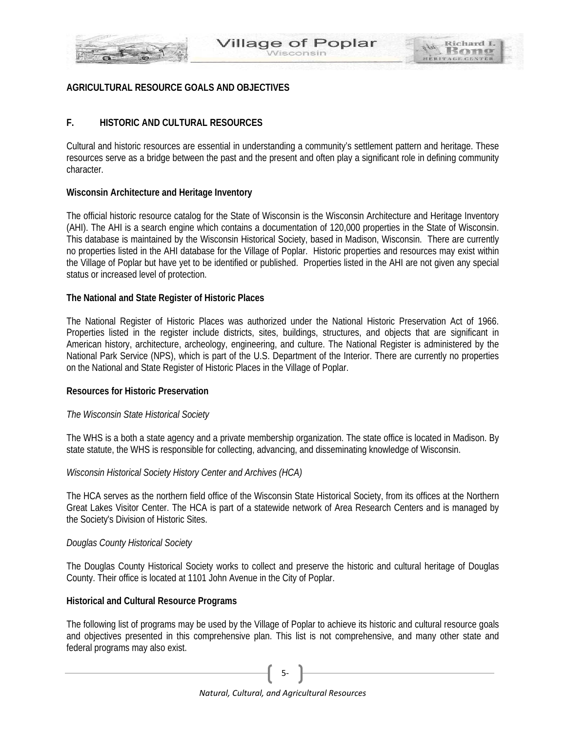**AGRICULTURAL RESOURCE GOALS AND OBJECTIVES**

## F. HISTORIC AND CULTURAL RESOURCES

Cultural and historic resources are essential in understanding a community's settlement pattern and heritage. These resources serve as a bridge between the past and the present and often play a significant role in defining community character.

### Wisconsin Architecture and Heritage Inventory

The official historic resource catalog for the State of Wisconsin is the Wisconsin Architecture and Heritage Inventory (AHI). The AHI is a search engine which contains a documentation of 120,000 properties in the State of Wisconsin. This database is maintained by the Wisconsin Historical Society, based in Madison, Wisconsin. There are currently no properties listed in the AHI database for the Village of Poplar. Historic properties and resources may exist within the Village of Poplar but have yet to be identified or published. Properties listed in the AHI are not given any special status or increased level of protection.

### The National and State Register of Historic Places

The National Register of Historic Places was authorized under the National Historic Preservation Act of 1966. Properties listed in the register include districts, sites, buildings, structures, and objects that are significant in American history, architecture, archeology, engineering, and culture. The National Register is administered by the National Park Service (NPS), which is part of the U.S. Department of the Interior. There are currently no properties on the National and State Register of Historic Places in the Village of Poplar.

### Resources for Historic Preservation

*The Wisconsin State Historical Society*

The WHS is a both a state agency and a private membership organization. The state office is located in Madison. By state statute, the WHS is responsible for collecting, advancing, and disseminating knowledge of Wisconsin.

*Wisconsin Historical Society History Center and Archives (HCA)*

The HCA serves as the northern field office of the Wisconsin State Historical Society, from its offices at the Northern Great Lakes Visitor Center. The HCA is part of a statewide network of Area Research Centers and is managed by the Society's Division of Historic Sites.

*Douglas County Historical Society*

The Douglas County Historical Society works to collect and preserve the historic and cultural heritage of Douglas County. Their office is located at 1101 John Avenue in the City of Poplar.

### Historical and Cultural Resource Programs

The following list of programs may be used by the Village of Poplar to achieve its historic and cultural resource goals and objectives presented in this comprehensive plan. This list is not comprehensive, and many other state and federal programs may also exist.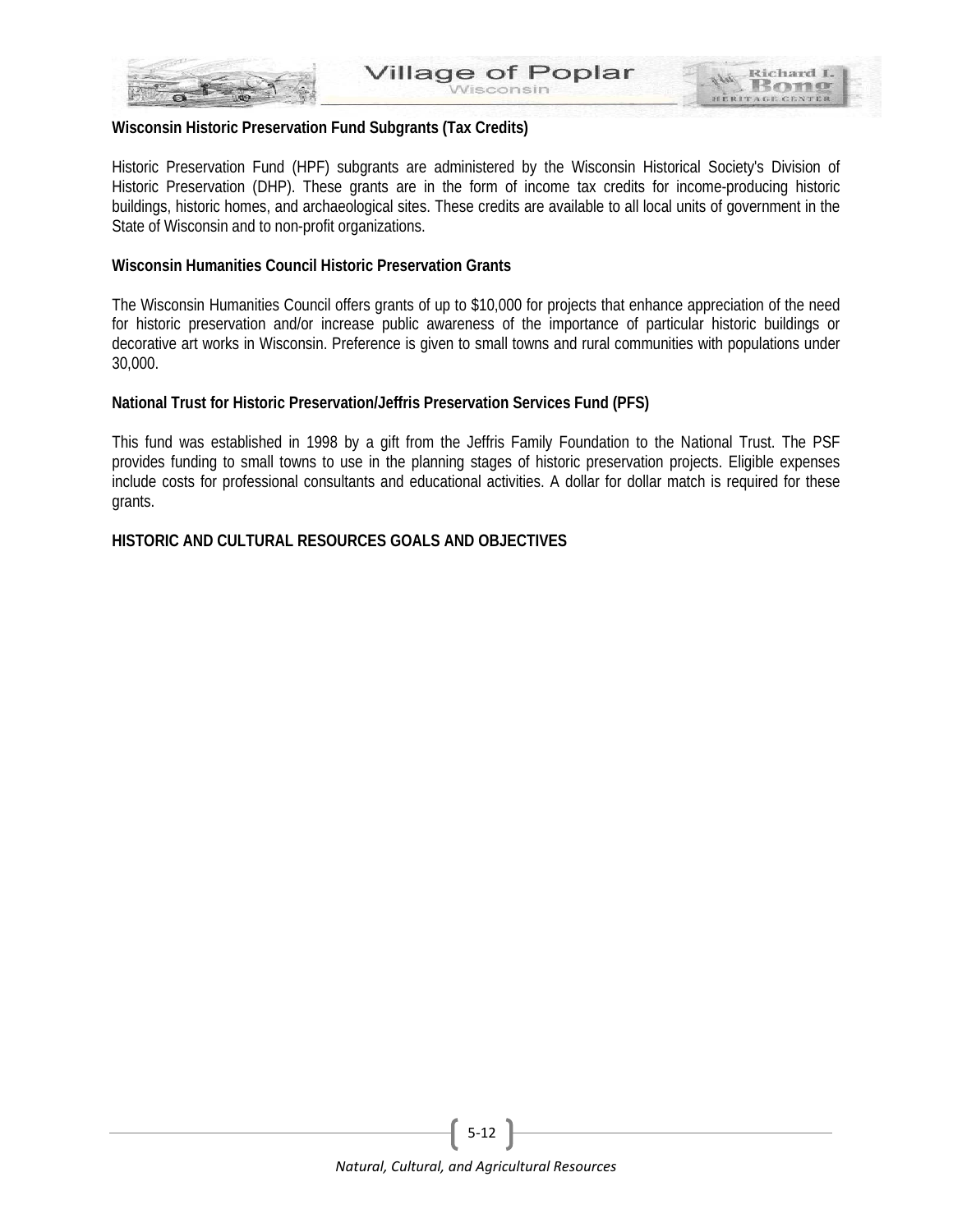**Wisconsin Historic Preservation Fund Subgrants (Tax Credits)**

Historic Preservation Fund (HPF) subgrants are administered by the Wisconsin Historical Society's Division of Historic Preservation (DHP). These grants are in the form of income tax credits for income-producing historic buildings, historic homes, and archaeological sites. These credits are available to all local units of government in the State of Wisconsin and to non-profit organizations.

**Wisconsin Humanities Council Historic Preservation Grants**

The Wisconsin Humanities Council offers grants of up to $10,000 for projects that enhance appreciation of the need for historic preservation and/or increase public awareness of the importance of particular historic buildings or decorative art works in Wisconsin. Preference is given to small towns and rural communities with populations under 30,000.

**National Trust for Historic Preservation/Jeffris Preservation Services Fund (PFS)**

This fund was established in 1998 by a gift from the Jeffris Family Foundation to the National Trust. The PSF provides funding to small towns to use in the planning stages of historic preservation projects. Eligible expenses include costs for professional consultants and educational activities. A dollar for dollar match is required for these grants.

**HISTORIC AND CULTURAL RESOURCES GOALS AND OBJECTIVES**